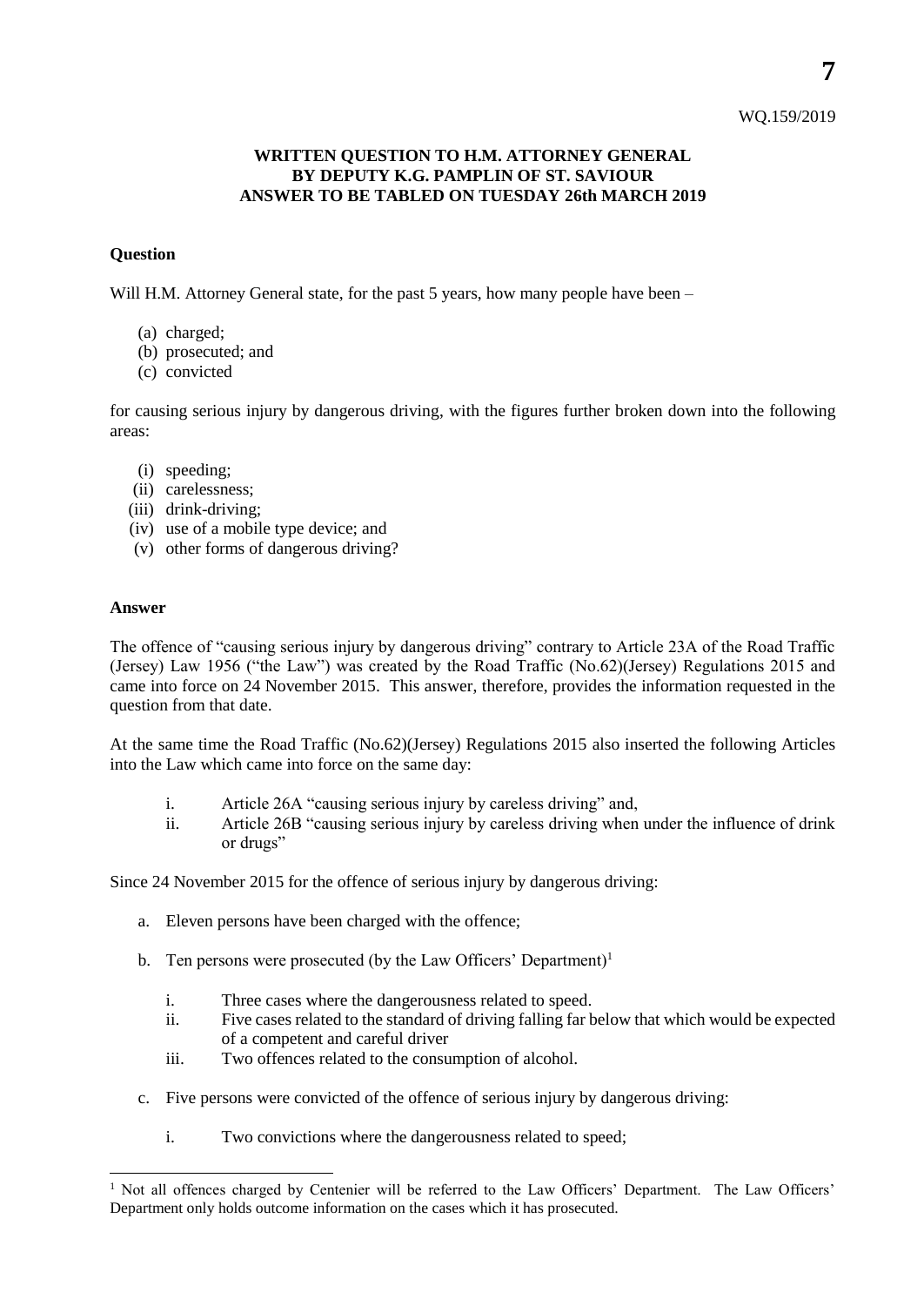WQ.159/2019

**WRITTEN QUESTION TO H.M. ATTORNEY GENERAL**
**BY DEPUTY K.G. PAMPLIN OF ST. SAVIOUR**
**ANSWER TO BE TABLED ON TUESDAY 26th MARCH 2019**

**Question**

Will H.M. Attorney General state, for the past 5 years, how many people have been –

(a) charged;
(b) prosecuted; and
(c) convicted

for causing serious injury by dangerous driving, with the figures further broken down into the following areas:

(i) speeding;
(ii) carelessness;
(iii) drink-driving;
(iv) use of a mobile type device; and
(v) other forms of dangerous driving?

**Answer**

The offence of "causing serious injury by dangerous driving" contrary to Article 23A of the Road Traffic (Jersey) Law 1956 ("the Law") was created by the Road Traffic (No.62)(Jersey) Regulations 2015 and came into force on 24 November 2015. This answer, therefore, provides the information requested in the question from that date.

At the same time the Road Traffic (No.62)(Jersey) Regulations 2015 also inserted the following Articles into the Law which came into force on the same day:

i. Article 26A "causing serious injury by careless driving" and,
ii. Article 26B "causing serious injury by careless driving when under the influence of drink or drugs"

Since 24 November 2015 for the offence of serious injury by dangerous driving:

a. Eleven persons have been charged with the offence;

b. Ten persons were prosecuted (by the Law Officers' Department)[1]

   i. Three cases where the dangerousness related to speed.
   ii. Five cases related to the standard of driving falling far below that which would be expected of a competent and careful driver
   iii. Two offences related to the consumption of alcohol.

c. Five persons were convicted of the offence of serious injury by dangerous driving:

   i. Two convictions where the dangerousness related to speed;

[1] Not all offences charged by Centenier will be referred to the Law Officers' Department. The Law Officers' Department only holds outcome information on the cases which it has prosecuted.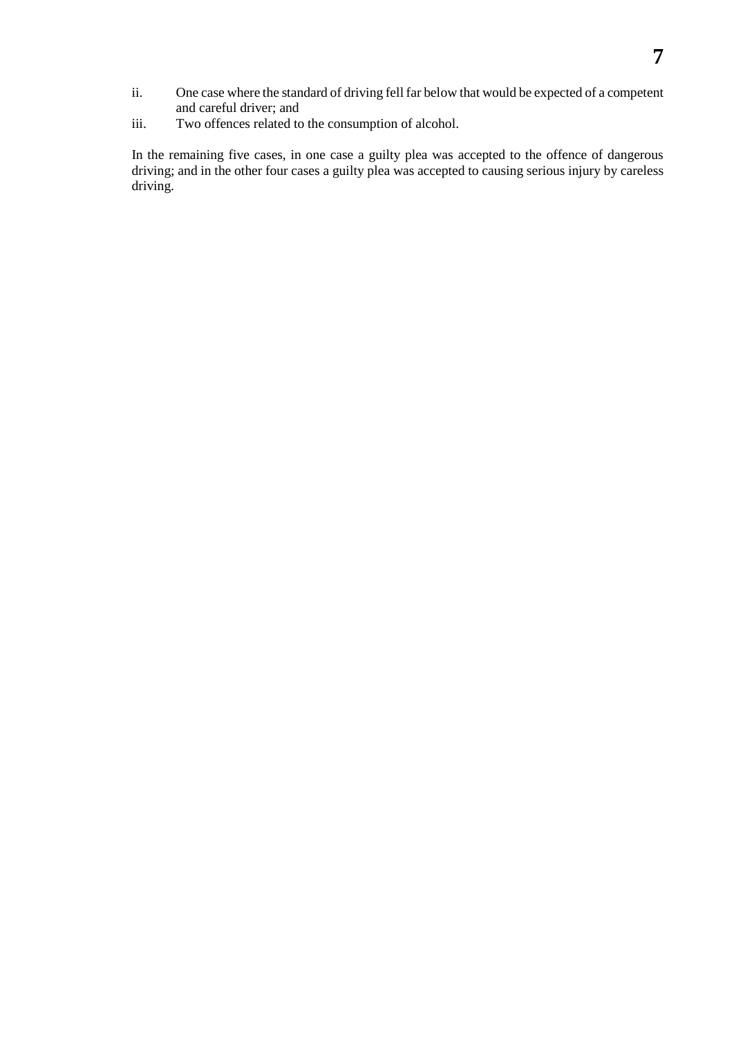ii. One case where the standard of driving fell far below that would be expected of a competent and careful driver; and
iii. Two offences related to the consumption of alcohol.

In the remaining five cases, in one case a guilty plea was accepted to the offence of dangerous driving; and in the other four cases a guilty plea was accepted to causing serious injury by careless driving.